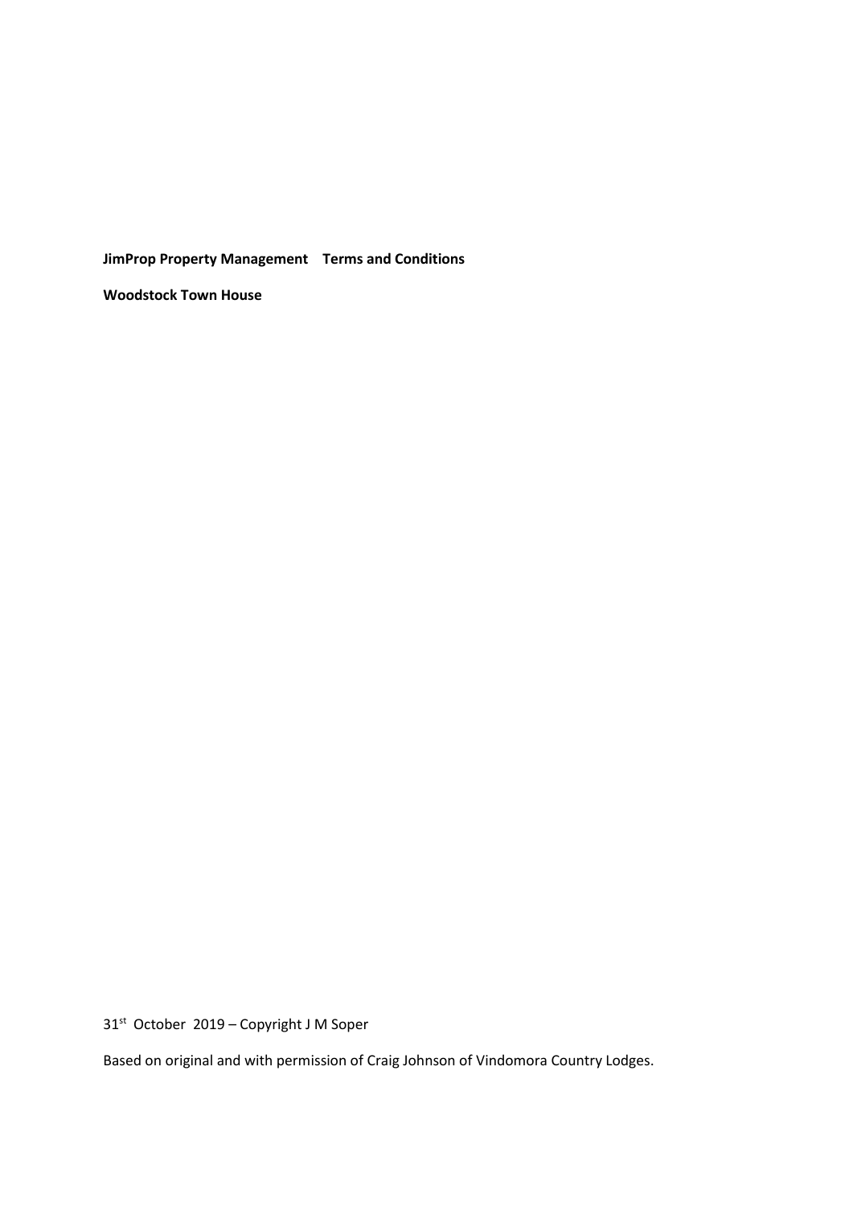**JimProp Property Management    Terms and Conditions**

**Woodstock Town House**

31st October 2019 – Copyright J M Soper

Based on original and with permission of Craig Johnson of Vindomora Country Lodges.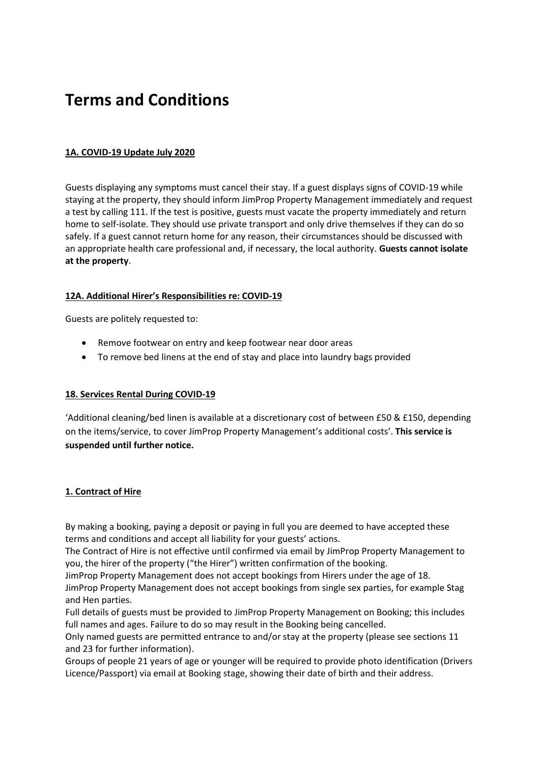# Terms and Conditions

### 1A. COVID-19 Update July 2020

Guests displaying any symptoms must cancel their stay. If a guest displays signs of COVID-19 while staying at the property, they should inform JimProp Property Management immediately and request a test by calling 111. If the test is positive, guests must vacate the property immediately and return home to self-isolate. They should use private transport and only drive themselves if they can do so safely. If a guest cannot return home for any reason, their circumstances should be discussed with an appropriate health care professional and, if necessary, the local authority. **Guests cannot isolate at the property**.

### 12A. Additional Hirer's Responsibilities re: COVID-19

Guests are politely requested to:

- Remove footwear on entry and keep footwear near door areas
- To remove bed linens at the end of stay and place into laundry bags provided

### 18. Services Rental During COVID-19

'Additional cleaning/bed linen is available at a discretionary cost of between £50 & £150, depending on the items/service, to cover JimProp Property Management's additional costs'. **This service is suspended until further notice.**

### 1. Contract of Hire

By making a booking, paying a deposit or paying in full you are deemed to have accepted these terms and conditions and accept all liability for your guests' actions.
The Contract of Hire is not effective until confirmed via email by JimProp Property Management to you, the hirer of the property ("the Hirer") written confirmation of the booking.
JimProp Property Management does not accept bookings from Hirers under the age of 18.
JimProp Property Management does not accept bookings from single sex parties, for example Stag and Hen parties.
Full details of guests must be provided to JimProp Property Management on Booking; this includes full names and ages. Failure to do so may result in the Booking being cancelled.
Only named guests are permitted entrance to and/or stay at the property (please see sections 11 and 23 for further information).
Groups of people 21 years of age or younger will be required to provide photo identification (Drivers Licence/Passport) via email at Booking stage, showing their date of birth and their address.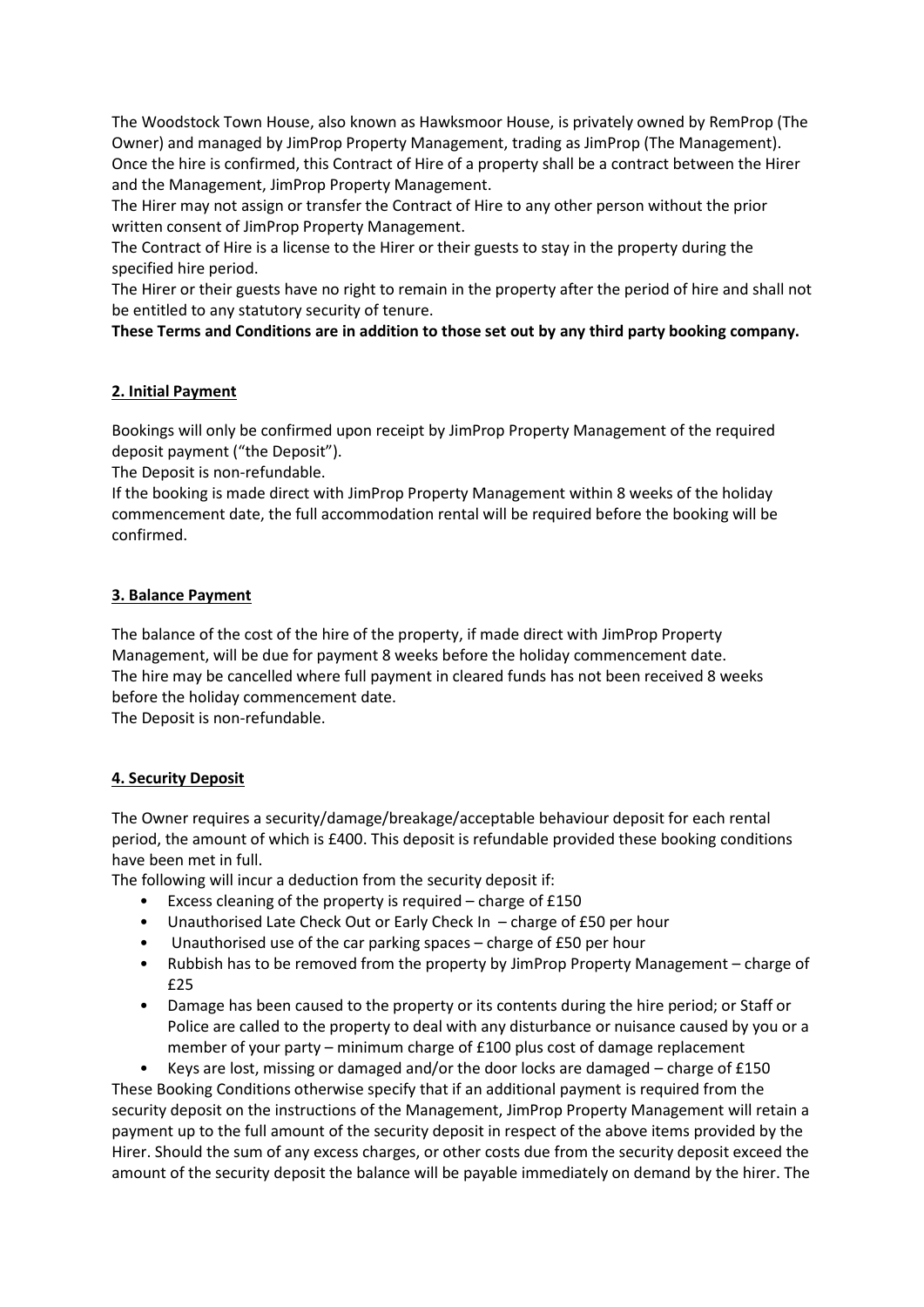The Woodstock Town House, also known as Hawksmoor House, is privately owned by RemProp (The Owner) and managed by JimProp Property Management, trading as JimProp (The Management). Once the hire is confirmed, this Contract of Hire of a property shall be a contract between the Hirer and the Management, JimProp Property Management.

The Hirer may not assign or transfer the Contract of Hire to any other person without the prior written consent of JimProp Property Management.

The Contract of Hire is a license to the Hirer or their guests to stay in the property during the specified hire period.

The Hirer or their guests have no right to remain in the property after the period of hire and shall not be entitled to any statutory security of tenure.

**These Terms and Conditions are in addition to those set out by any third party booking company.**

## 2. Initial Payment

Bookings will only be confirmed upon receipt by JimProp Property Management of the required deposit payment ("the Deposit").

The Deposit is non-refundable.

If the booking is made direct with JimProp Property Management within 8 weeks of the holiday commencement date, the full accommodation rental will be required before the booking will be confirmed.

## 3. Balance Payment

The balance of the cost of the hire of the property, if made direct with JimProp Property Management, will be due for payment 8 weeks before the holiday commencement date.

The hire may be cancelled where full payment in cleared funds has not been received 8 weeks before the holiday commencement date.

The Deposit is non-refundable.

## 4. Security Deposit

The Owner requires a security/damage/breakage/acceptable behaviour deposit for each rental period, the amount of which is £400. This deposit is refundable provided these booking conditions have been met in full.

The following will incur a deduction from the security deposit if:

- Excess cleaning of the property is required – charge of £150
- Unauthorised Late Check Out or Early Check In – charge of £50 per hour
- Unauthorised use of the car parking spaces – charge of £50 per hour
- Rubbish has to be removed from the property by JimProp Property Management – charge of £25
- Damage has been caused to the property or its contents during the hire period; or Staff or Police are called to the property to deal with any disturbance or nuisance caused by you or a member of your party – minimum charge of £100 plus cost of damage replacement
- Keys are lost, missing or damaged and/or the door locks are damaged – charge of £150

These Booking Conditions otherwise specify that if an additional payment is required from the security deposit on the instructions of the Management, JimProp Property Management will retain a payment up to the full amount of the security deposit in respect of the above items provided by the Hirer. Should the sum of any excess charges, or other costs due from the security deposit exceed the amount of the security deposit the balance will be payable immediately on demand by the hirer. The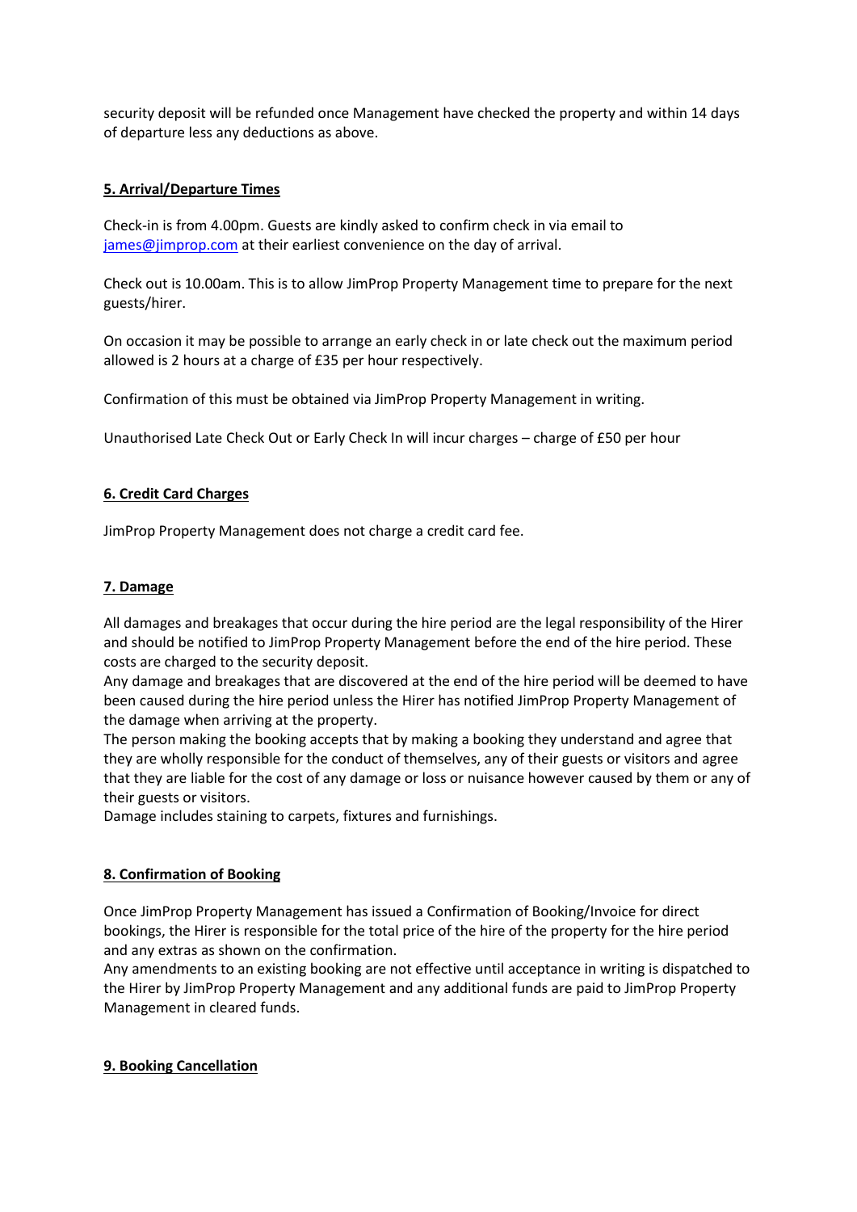security deposit will be refunded once Management have checked the property and within 14 days of departure less any deductions as above.

**5. Arrival/Departure Times**

Check-in is from 4.00pm. Guests are kindly asked to confirm check in via email to [james@jimprop.com](mailto:james@jimprop.com) at their earliest convenience on the day of arrival.

Check out is 10.00am. This is to allow JimProp Property Management time to prepare for the next guests/hirer.

On occasion it may be possible to arrange an early check in or late check out the maximum period allowed is 2 hours at a charge of £35 per hour respectively.

Confirmation of this must be obtained via JimProp Property Management in writing.

Unauthorised Late Check Out or Early Check In will incur charges – charge of £50 per hour

**6. Credit Card Charges**

JimProp Property Management does not charge a credit card fee.

**7. Damage**

All damages and breakages that occur during the hire period are the legal responsibility of the Hirer and should be notified to JimProp Property Management before the end of the hire period. These costs are charged to the security deposit.
Any damage and breakages that are discovered at the end of the hire period will be deemed to have been caused during the hire period unless the Hirer has notified JimProp Property Management of the damage when arriving at the property.
The person making the booking accepts that by making a booking they understand and agree that they are wholly responsible for the conduct of themselves, any of their guests or visitors and agree that they are liable for the cost of any damage or loss or nuisance however caused by them or any of their guests or visitors.
Damage includes staining to carpets, fixtures and furnishings.

**8. Confirmation of Booking**

Once JimProp Property Management has issued a Confirmation of Booking/Invoice for direct bookings, the Hirer is responsible for the total price of the hire of the property for the hire period and any extras as shown on the confirmation.
Any amendments to an existing booking are not effective until acceptance in writing is dispatched to the Hirer by JimProp Property Management and any additional funds are paid to JimProp Property Management in cleared funds.

**9. Booking Cancellation**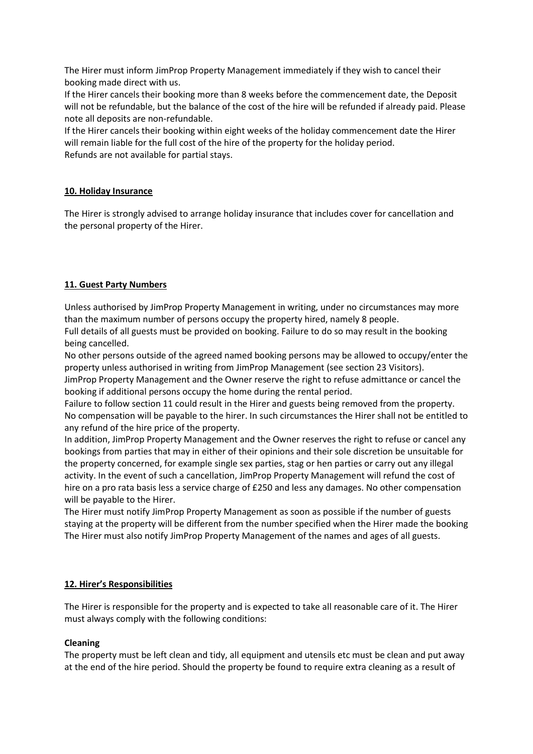The Hirer must inform JimProp Property Management immediately if they wish to cancel their booking made direct with us.
If the Hirer cancels their booking more than 8 weeks before the commencement date, the Deposit will not be refundable, but the balance of the cost of the hire will be refunded if already paid. Please note all deposits are non-refundable.
If the Hirer cancels their booking within eight weeks of the holiday commencement date the Hirer will remain liable for the full cost of the hire of the property for the holiday period.
Refunds are not available for partial stays.

## 10. Holiday Insurance

The Hirer is strongly advised to arrange holiday insurance that includes cover for cancellation and the personal property of the Hirer.

## 11. Guest Party Numbers

Unless authorised by JimProp Property Management in writing, under no circumstances may more than the maximum number of persons occupy the property hired, namely 8 people.
Full details of all guests must be provided on booking. Failure to do so may result in the booking being cancelled.
No other persons outside of the agreed named booking persons may be allowed to occupy/enter the property unless authorised in writing from JimProp Management (see section 23 Visitors).
JimProp Property Management and the Owner reserve the right to refuse admittance or cancel the booking if additional persons occupy the home during the rental period.
Failure to follow section 11 could result in the Hirer and guests being removed from the property. No compensation will be payable to the hirer. In such circumstances the Hirer shall not be entitled to any refund of the hire price of the property.
In addition, JimProp Property Management and the Owner reserves the right to refuse or cancel any bookings from parties that may in either of their opinions and their sole discretion be unsuitable for the property concerned, for example single sex parties, stag or hen parties or carry out any illegal activity. In the event of such a cancellation, JimProp Property Management will refund the cost of hire on a pro rata basis less a service charge of £250 and less any damages. No other compensation will be payable to the Hirer.
The Hirer must notify JimProp Property Management as soon as possible if the number of guests staying at the property will be different from the number specified when the Hirer made the booking The Hirer must also notify JimProp Property Management of the names and ages of all guests.

## 12. Hirer's Responsibilities

The Hirer is responsible for the property and is expected to take all reasonable care of it. The Hirer must always comply with the following conditions:

**Cleaning**
The property must be left clean and tidy, all equipment and utensils etc must be clean and put away at the end of the hire period. Should the property be found to require extra cleaning as a result of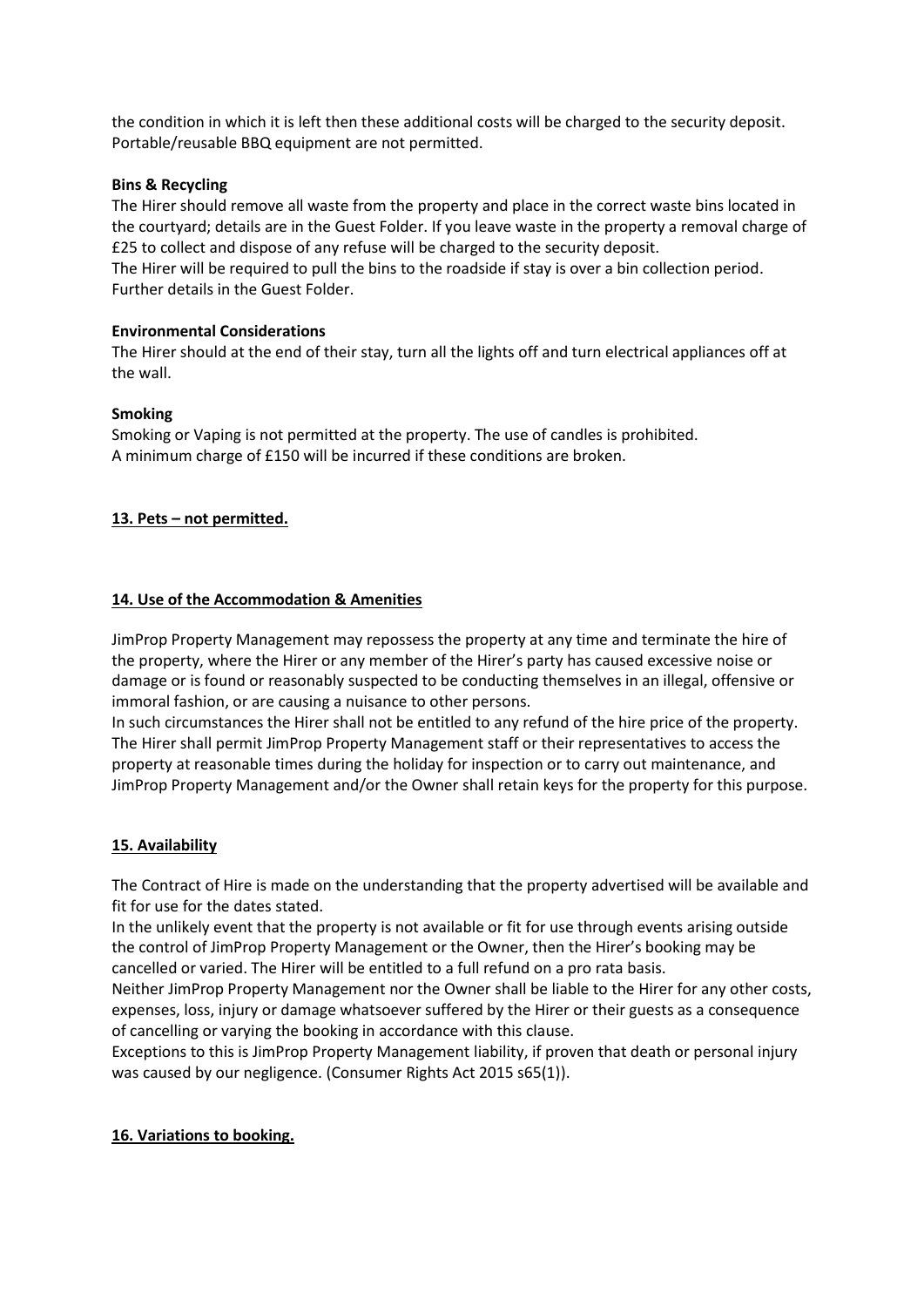the condition in which it is left then these additional costs will be charged to the security deposit. Portable/reusable BBQ equipment are not permitted.

**Bins & Recycling**

The Hirer should remove all waste from the property and place in the correct waste bins located in the courtyard; details are in the Guest Folder. If you leave waste in the property a removal charge of £25 to collect and dispose of any refuse will be charged to the security deposit.
The Hirer will be required to pull the bins to the roadside if stay is over a bin collection period. Further details in the Guest Folder.

**Environmental Considerations**

The Hirer should at the end of their stay, turn all the lights off and turn electrical appliances off at the wall.

**Smoking**

Smoking or Vaping is not permitted at the property. The use of candles is prohibited.
A minimum charge of £150 will be incurred if these conditions are broken.

**13. Pets – not permitted.**

**14. Use of the Accommodation & Amenities**

JimProp Property Management may repossess the property at any time and terminate the hire of the property, where the Hirer or any member of the Hirer's party has caused excessive noise or damage or is found or reasonably suspected to be conducting themselves in an illegal, offensive or immoral fashion, or are causing a nuisance to other persons.
In such circumstances the Hirer shall not be entitled to any refund of the hire price of the property. The Hirer shall permit JimProp Property Management staff or their representatives to access the property at reasonable times during the holiday for inspection or to carry out maintenance, and JimProp Property Management and/or the Owner shall retain keys for the property for this purpose.

**15. Availability**

The Contract of Hire is made on the understanding that the property advertised will be available and fit for use for the dates stated.
In the unlikely event that the property is not available or fit for use through events arising outside the control of JimProp Property Management or the Owner, then the Hirer's booking may be cancelled or varied. The Hirer will be entitled to a full refund on a pro rata basis.
Neither JimProp Property Management nor the Owner shall be liable to the Hirer for any other costs, expenses, loss, injury or damage whatsoever suffered by the Hirer or their guests as a consequence of cancelling or varying the booking in accordance with this clause.
Exceptions to this is JimProp Property Management liability, if proven that death or personal injury was caused by our negligence. (Consumer Rights Act 2015 s65(1)).

**16. Variations to booking.**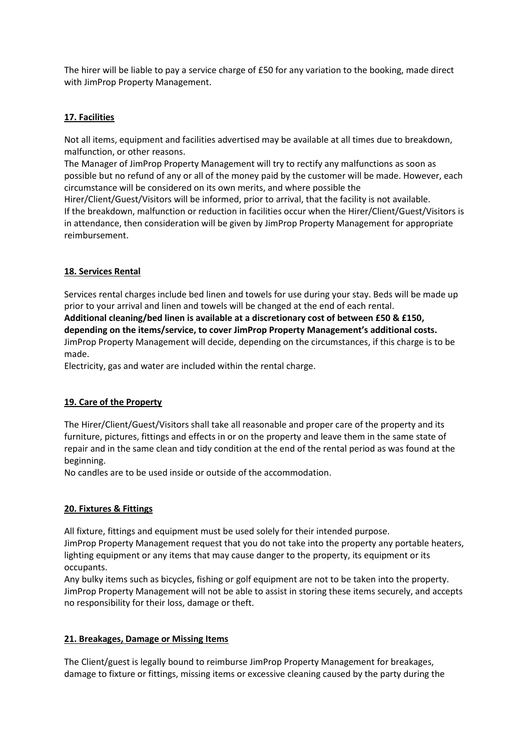The hirer will be liable to pay a service charge of £50 for any variation to the booking, made direct with JimProp Property Management.

## 17. Facilities

Not all items, equipment and facilities advertised may be available at all times due to breakdown, malfunction, or other reasons.
The Manager of JimProp Property Management will try to rectify any malfunctions as soon as possible but no refund of any or all of the money paid by the customer will be made. However, each circumstance will be considered on its own merits, and where possible the Hirer/Client/Guest/Visitors will be informed, prior to arrival, that the facility is not available.
If the breakdown, malfunction or reduction in facilities occur when the Hirer/Client/Guest/Visitors is in attendance, then consideration will be given by JimProp Property Management for appropriate reimbursement.

## 18. Services Rental

Services rental charges include bed linen and towels for use during your stay. Beds will be made up prior to your arrival and linen and towels will be changed at the end of each rental.
**Additional cleaning/bed linen is available at a discretionary cost of between £50 & £150, depending on the items/service, to cover JimProp Property Management's additional costs.**
JimProp Property Management will decide, depending on the circumstances, if this charge is to be made.
Electricity, gas and water are included within the rental charge.

## 19. Care of the Property

The Hirer/Client/Guest/Visitors shall take all reasonable and proper care of the property and its furniture, pictures, fittings and effects in or on the property and leave them in the same state of repair and in the same clean and tidy condition at the end of the rental period as was found at the beginning.
No candles are to be used inside or outside of the accommodation.

## 20. Fixtures & Fittings

All fixture, fittings and equipment must be used solely for their intended purpose.
JimProp Property Management request that you do not take into the property any portable heaters, lighting equipment or any items that may cause danger to the property, its equipment or its occupants.
Any bulky items such as bicycles, fishing or golf equipment are not to be taken into the property. JimProp Property Management will not be able to assist in storing these items securely, and accepts no responsibility for their loss, damage or theft.

## 21. Breakages, Damage or Missing Items

The Client/guest is legally bound to reimburse JimProp Property Management for breakages, damage to fixture or fittings, missing items or excessive cleaning caused by the party during the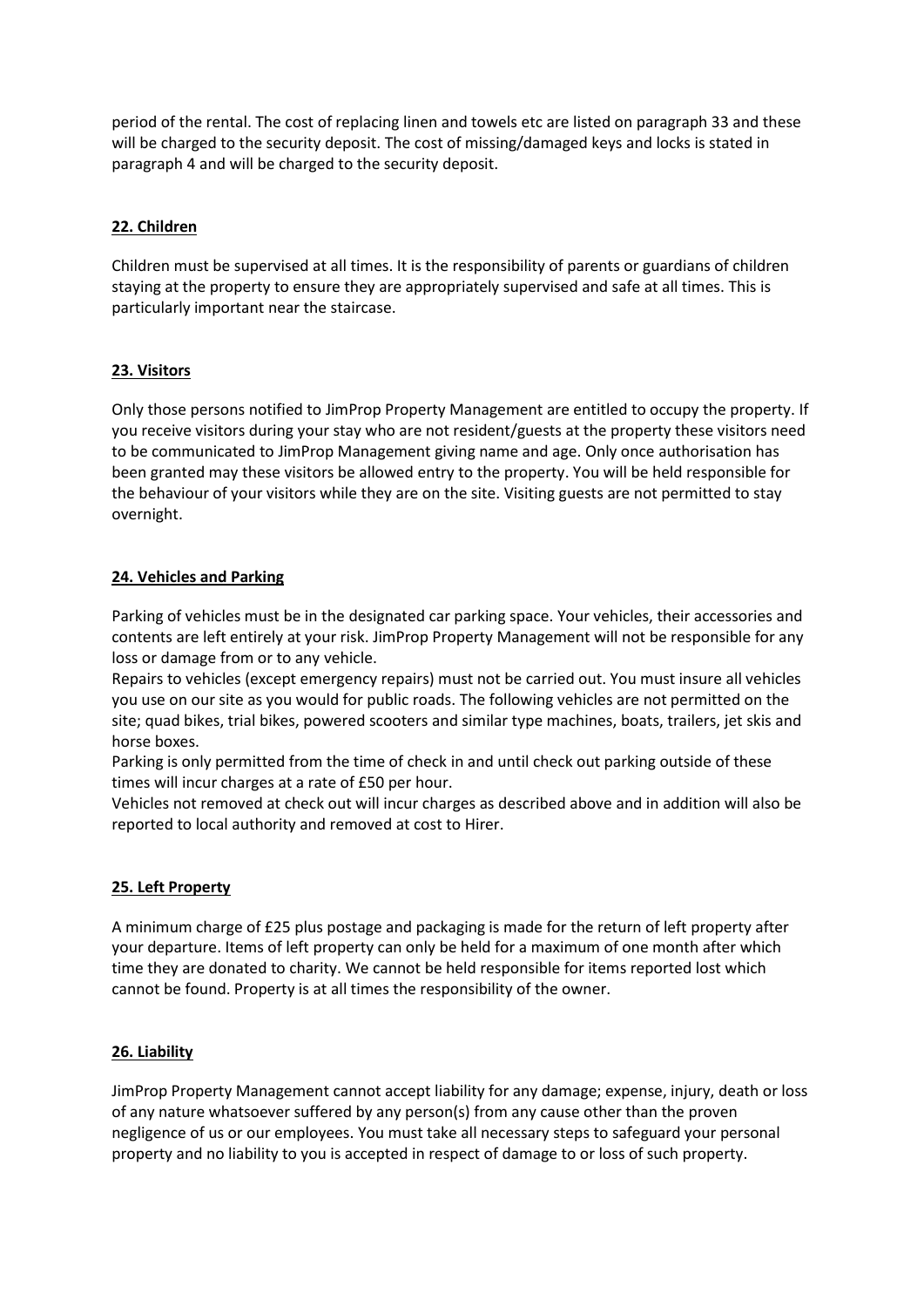period of the rental. The cost of replacing linen and towels etc are listed on paragraph 33 and these will be charged to the security deposit. The cost of missing/damaged keys and locks is stated in paragraph 4 and will be charged to the security deposit.

## 22. Children

Children must be supervised at all times. It is the responsibility of parents or guardians of children staying at the property to ensure they are appropriately supervised and safe at all times. This is particularly important near the staircase.

## 23. Visitors

Only those persons notified to JimProp Property Management are entitled to occupy the property. If you receive visitors during your stay who are not resident/guests at the property these visitors need to be communicated to JimProp Management giving name and age. Only once authorisation has been granted may these visitors be allowed entry to the property. You will be held responsible for the behaviour of your visitors while they are on the site. Visiting guests are not permitted to stay overnight.

## 24. Vehicles and Parking

Parking of vehicles must be in the designated car parking space. Your vehicles, their accessories and contents are left entirely at your risk. JimProp Property Management will not be responsible for any loss or damage from or to any vehicle.

Repairs to vehicles (except emergency repairs) must not be carried out. You must insure all vehicles you use on our site as you would for public roads. The following vehicles are not permitted on the site; quad bikes, trial bikes, powered scooters and similar type machines, boats, trailers, jet skis and horse boxes.

Parking is only permitted from the time of check in and until check out parking outside of these times will incur charges at a rate of £50 per hour.

Vehicles not removed at check out will incur charges as described above and in addition will also be reported to local authority and removed at cost to Hirer.

## 25. Left Property

A minimum charge of £25 plus postage and packaging is made for the return of left property after your departure. Items of left property can only be held for a maximum of one month after which time they are donated to charity. We cannot be held responsible for items reported lost which cannot be found. Property is at all times the responsibility of the owner.

## 26. Liability

JimProp Property Management cannot accept liability for any damage; expense, injury, death or loss of any nature whatsoever suffered by any person(s) from any cause other than the proven negligence of us or our employees. You must take all necessary steps to safeguard your personal property and no liability to you is accepted in respect of damage to or loss of such property.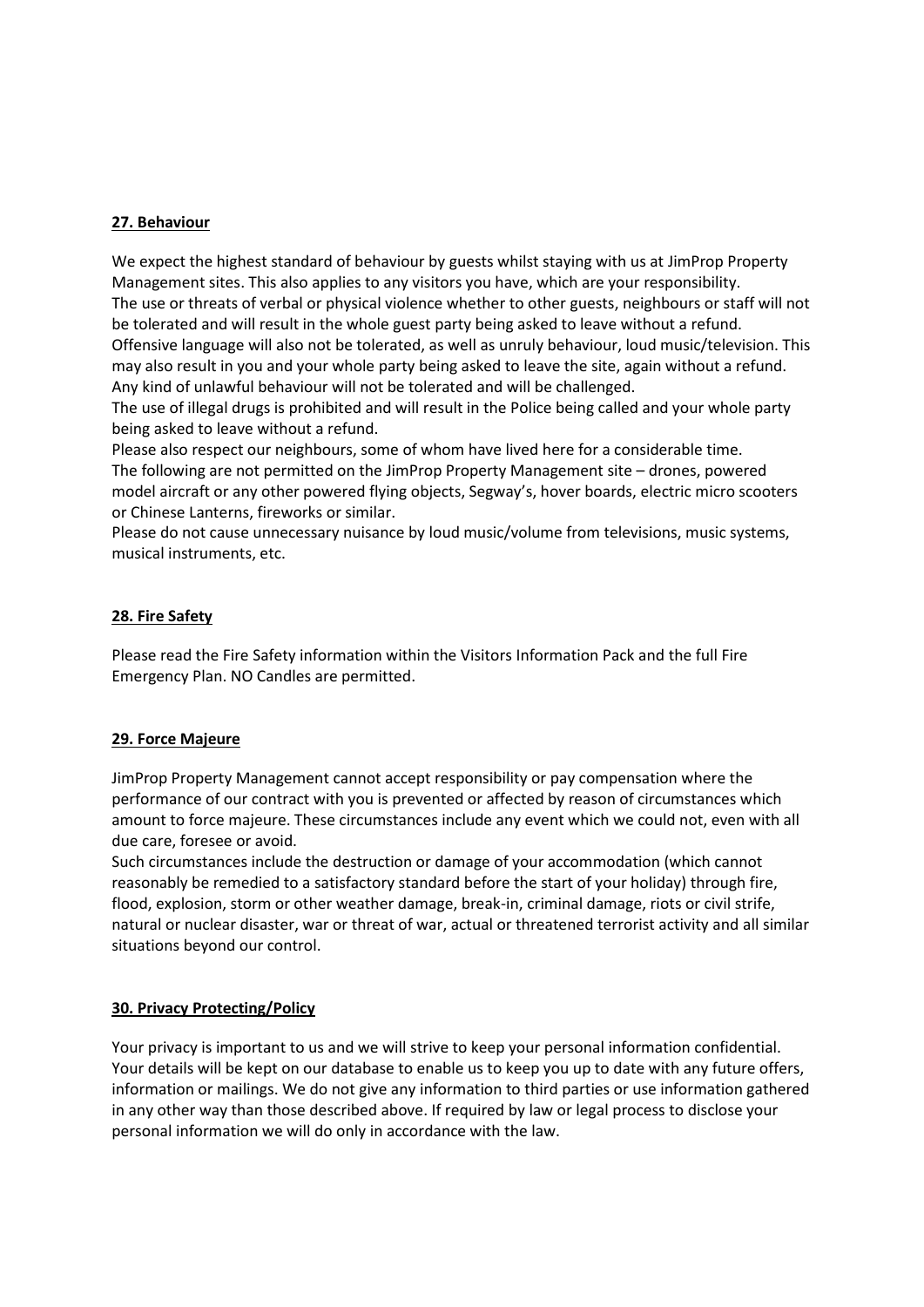## 27. Behaviour

We expect the highest standard of behaviour by guests whilst staying with us at JimProp Property Management sites. This also applies to any visitors you have, which are your responsibility.
The use or threats of verbal or physical violence whether to other guests, neighbours or staff will not be tolerated and will result in the whole guest party being asked to leave without a refund.
Offensive language will also not be tolerated, as well as unruly behaviour, loud music/television. This may also result in you and your whole party being asked to leave the site, again without a refund.
Any kind of unlawful behaviour will not be tolerated and will be challenged.
The use of illegal drugs is prohibited and will result in the Police being called and your whole party being asked to leave without a refund.
Please also respect our neighbours, some of whom have lived here for a considerable time.
The following are not permitted on the JimProp Property Management site – drones, powered model aircraft or any other powered flying objects, Segway's, hover boards, electric micro scooters or Chinese Lanterns, fireworks or similar.
Please do not cause unnecessary nuisance by loud music/volume from televisions, music systems, musical instruments, etc.

## 28. Fire Safety

Please read the Fire Safety information within the Visitors Information Pack and the full Fire Emergency Plan. NO Candles are permitted.

## 29. Force Majeure

JimProp Property Management cannot accept responsibility or pay compensation where the performance of our contract with you is prevented or affected by reason of circumstances which amount to force majeure. These circumstances include any event which we could not, even with all due care, foresee or avoid.
Such circumstances include the destruction or damage of your accommodation (which cannot reasonably be remedied to a satisfactory standard before the start of your holiday) through fire, flood, explosion, storm or other weather damage, break-in, criminal damage, riots or civil strife, natural or nuclear disaster, war or threat of war, actual or threatened terrorist activity and all similar situations beyond our control.

## 30. Privacy Protecting/Policy

Your privacy is important to us and we will strive to keep your personal information confidential. Your details will be kept on our database to enable us to keep you up to date with any future offers, information or mailings. We do not give any information to third parties or use information gathered in any other way than those described above. If required by law or legal process to disclose your personal information we will do only in accordance with the law.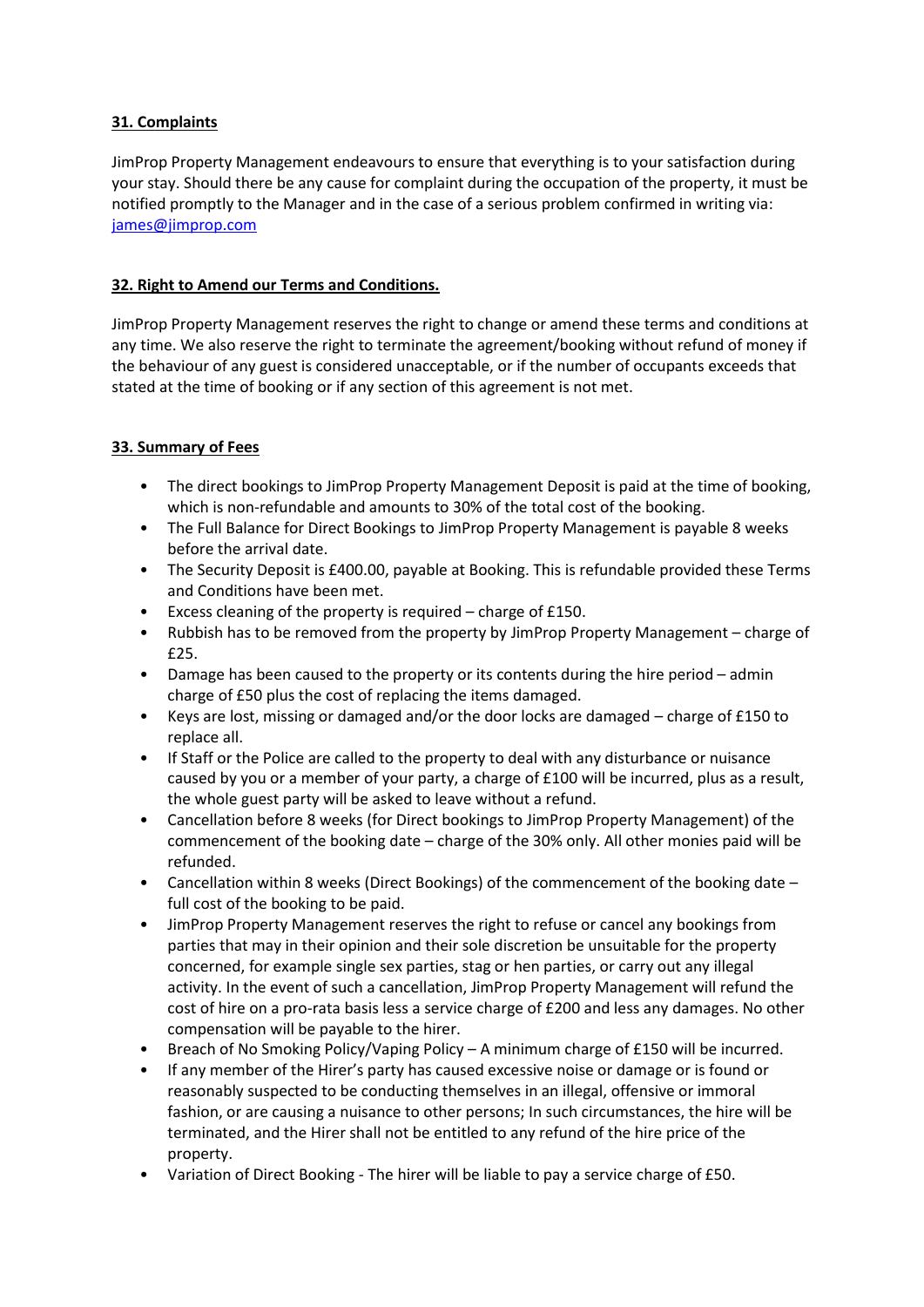## 31. Complaints

JimProp Property Management endeavours to ensure that everything is to your satisfaction during your stay. Should there be any cause for complaint during the occupation of the property, it must be notified promptly to the Manager and in the case of a serious problem confirmed in writing via: james@jimprop.com

## 32. Right to Amend our Terms and Conditions.

JimProp Property Management reserves the right to change or amend these terms and conditions at any time. We also reserve the right to terminate the agreement/booking without refund of money if the behaviour of any guest is considered unacceptable, or if the number of occupants exceeds that stated at the time of booking or if any section of this agreement is not met.

## 33. Summary of Fees

- The direct bookings to JimProp Property Management Deposit is paid at the time of booking, which is non-refundable and amounts to 30% of the total cost of the booking.
- The Full Balance for Direct Bookings to JimProp Property Management is payable 8 weeks before the arrival date.
- The Security Deposit is £400.00, payable at Booking. This is refundable provided these Terms and Conditions have been met.
- Excess cleaning of the property is required – charge of £150.
- Rubbish has to be removed from the property by JimProp Property Management – charge of £25.
- Damage has been caused to the property or its contents during the hire period – admin charge of £50 plus the cost of replacing the items damaged.
- Keys are lost, missing or damaged and/or the door locks are damaged – charge of £150 to replace all.
- If Staff or the Police are called to the property to deal with any disturbance or nuisance caused by you or a member of your party, a charge of £100 will be incurred, plus as a result, the whole guest party will be asked to leave without a refund.
- Cancellation before 8 weeks (for Direct bookings to JimProp Property Management) of the commencement of the booking date – charge of the 30% only. All other monies paid will be refunded.
- Cancellation within 8 weeks (Direct Bookings) of the commencement of the booking date – full cost of the booking to be paid.
- JimProp Property Management reserves the right to refuse or cancel any bookings from parties that may in their opinion and their sole discretion be unsuitable for the property concerned, for example single sex parties, stag or hen parties, or carry out any illegal activity. In the event of such a cancellation, JimProp Property Management will refund the cost of hire on a pro-rata basis less a service charge of £200 and less any damages. No other compensation will be payable to the hirer.
- Breach of No Smoking Policy/Vaping Policy – A minimum charge of £150 will be incurred.
- If any member of the Hirer's party has caused excessive noise or damage or is found or reasonably suspected to be conducting themselves in an illegal, offensive or immoral fashion, or are causing a nuisance to other persons; In such circumstances, the hire will be terminated, and the Hirer shall not be entitled to any refund of the hire price of the property.
- Variation of Direct Booking - The hirer will be liable to pay a service charge of £50.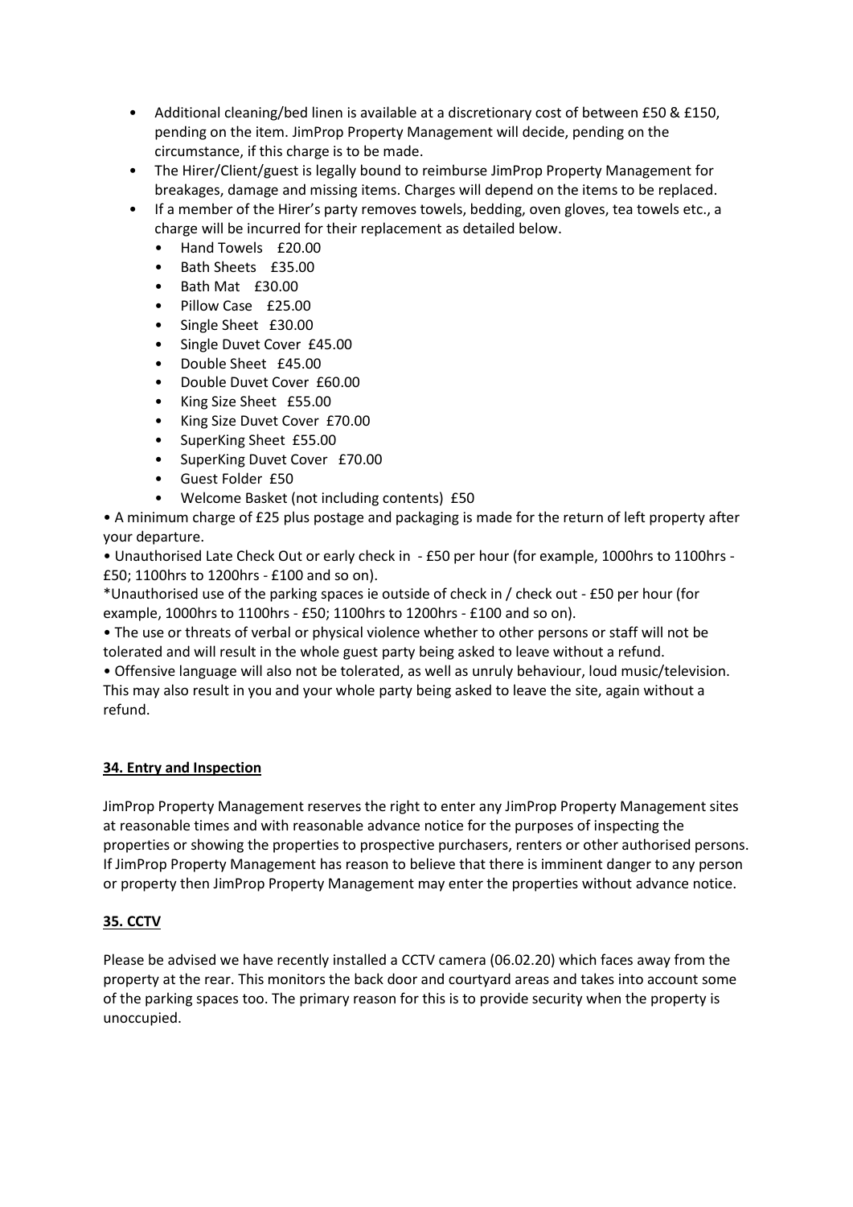- Additional cleaning/bed linen is available at a discretionary cost of between £50 & £150, pending on the item. JimProp Property Management will decide, pending on the circumstance, if this charge is to be made.
- The Hirer/Client/guest is legally bound to reimburse JimProp Property Management for breakages, damage and missing items. Charges will depend on the items to be replaced.
- If a member of the Hirer's party removes towels, bedding, oven gloves, tea towels etc., a charge will be incurred for their replacement as detailed below.
  - Hand Towels £20.00
  - Bath Sheets £35.00
  - Bath Mat £30.00
  - Pillow Case £25.00
  - Single Sheet £30.00
  - Single Duvet Cover £45.00
  - Double Sheet £45.00
  - Double Duvet Cover £60.00
  - King Size Sheet £55.00
  - King Size Duvet Cover £70.00
  - SuperKing Sheet £55.00
  - SuperKing Duvet Cover £70.00
  - Guest Folder £50
  - Welcome Basket (not including contents) £50

• A minimum charge of £25 plus postage and packaging is made for the return of left property after your departure.

• Unauthorised Late Check Out or early check in - £50 per hour (for example, 1000hrs to 1100hrs - £50; 1100hrs to 1200hrs - £100 and so on).

*Unauthorised use of the parking spaces ie outside of check in / check out - £50 per hour (for example, 1000hrs to 1100hrs - £50; 1100hrs to 1200hrs - £100 and so on).

• The use or threats of verbal or physical violence whether to other persons or staff will not be tolerated and will result in the whole guest party being asked to leave without a refund.

• Offensive language will also not be tolerated, as well as unruly behaviour, loud music/television. This may also result in you and your whole party being asked to leave the site, again without a refund.

## 34. Entry and Inspection

JimProp Property Management reserves the right to enter any JimProp Property Management sites at reasonable times and with reasonable advance notice for the purposes of inspecting the properties or showing the properties to prospective purchasers, renters or other authorised persons. If JimProp Property Management has reason to believe that there is imminent danger to any person or property then JimProp Property Management may enter the properties without advance notice.

## 35. CCTV

Please be advised we have recently installed a CCTV camera (06.02.20) which faces away from the property at the rear. This monitors the back door and courtyard areas and takes into account some of the parking spaces too. The primary reason for this is to provide security when the property is unoccupied.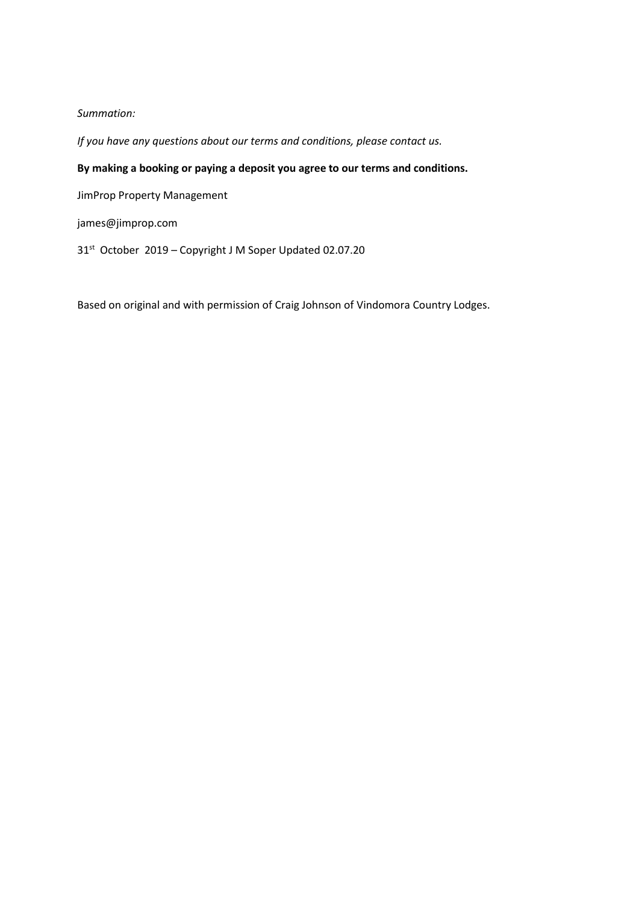*Summation:*

*If you have any questions about our terms and conditions, please contact us.*

**By making a booking or paying a deposit you agree to our terms and conditions.**

JimProp Property Management

james@jimprop.com

31st October 2019 – Copyright J M Soper Updated 02.07.20

Based on original and with permission of Craig Johnson of Vindomora Country Lodges.